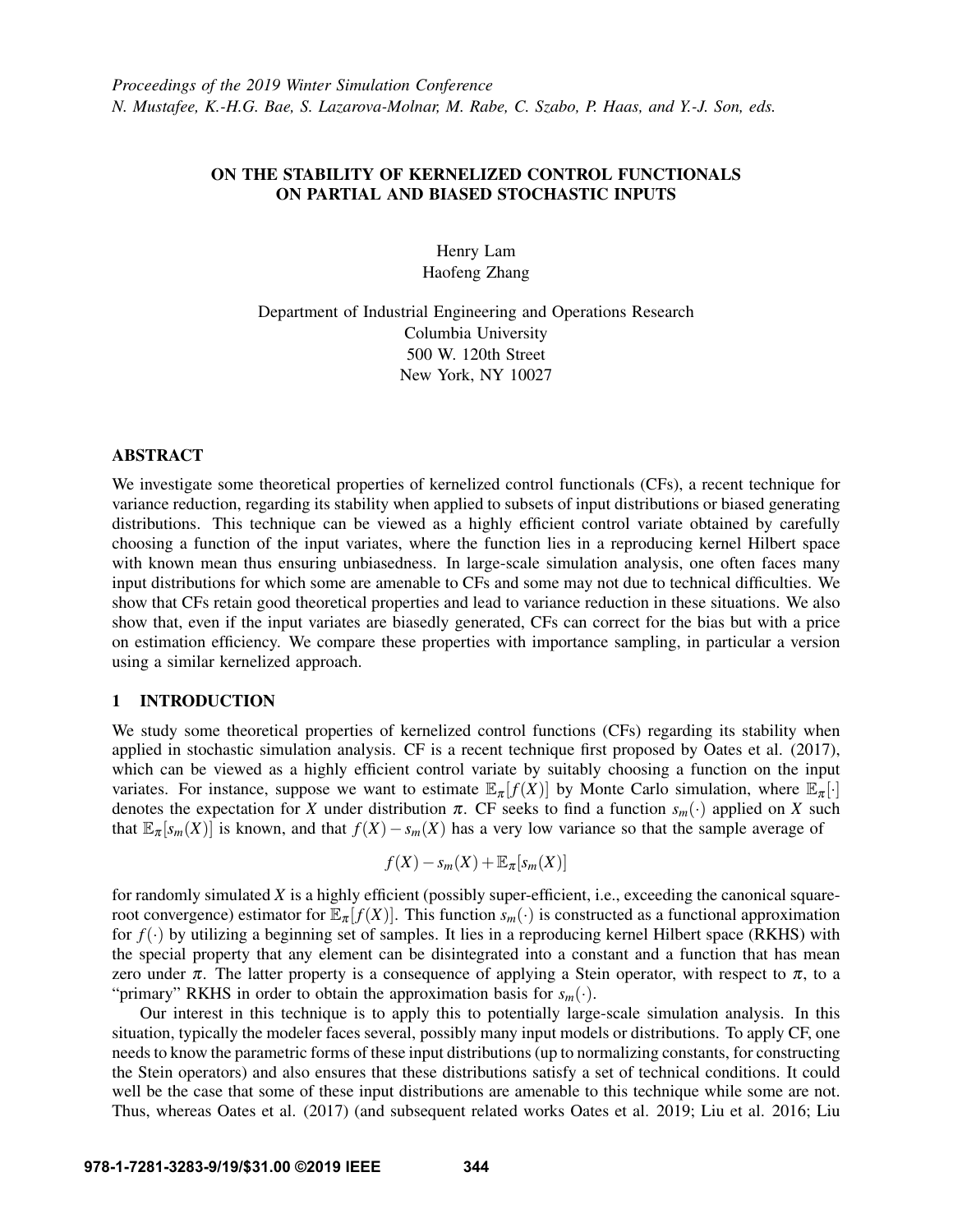*Proceedings of the 2019 Winter Simulation Conference*
*N. Mustafee, K.-H.G. Bae, S. Lazarova-Molnar, M. Rabe, C. Szabo, P. Haas, and Y.-J. Son, eds.*

# ON THE STABILITY OF KERNELIZED CONTROL FUNCTIONALS ON PARTIAL AND BIASED STOCHASTIC INPUTS

Henry Lam
Haofeng Zhang

Department of Industrial Engineering and Operations Research
Columbia University
500 W. 120th Street
New York, NY 10027

## ABSTRACT

We investigate some theoretical properties of kernelized control functionals (CFs), a recent technique for variance reduction, regarding its stability when applied to subsets of input distributions or biased generating distributions. This technique can be viewed as a highly efficient control variate obtained by carefully choosing a function of the input variates, where the function lies in a reproducing kernel Hilbert space with known mean thus ensuring unbiasedness. In large-scale simulation analysis, one often faces many input distributions for which some are amenable to CFs and some may not due to technical difficulties. We show that CFs retain good theoretical properties and lead to variance reduction in these situations. We also show that, even if the input variates are biasedly generated, CFs can correct for the bias but with a price on estimation efficiency. We compare these properties with importance sampling, in particular a version using a similar kernelized approach.

## 1 INTRODUCTION

We study some theoretical properties of kernelized control functions (CFs) regarding its stability when applied in stochastic simulation analysis. CF is a recent technique first proposed by Oates et al. (2017), which can be viewed as a highly efficient control variate by suitably choosing a function on the input variates. For instance, suppose we want to estimate $\mathbb{E}_\pi[f(X)]$ by Monte Carlo simulation, where $\mathbb{E}_\pi[\cdot]$ denotes the expectation for $X$ under distribution $\pi$. CF seeks to find a function $s_m(\cdot)$ applied on $X$ such that $\mathbb{E}_\pi[s_m(X)]$ is known, and that $f(X) - s_m(X)$ has a very low variance so that the sample average of

$$f(X) - s_m(X) + \mathbb{E}_\pi[s_m(X)]$$

for randomly simulated $X$ is a highly efficient (possibly super-efficient, i.e., exceeding the canonical square-root convergence) estimator for $\mathbb{E}_\pi[f(X)]$. This function $s_m(\cdot)$ is constructed as a functional approximation for $f(\cdot)$ by utilizing a beginning set of samples. It lies in a reproducing kernel Hilbert space (RKHS) with the special property that any element can be disintegrated into a constant and a function that has mean zero under $\pi$. The latter property is a consequence of applying a Stein operator, with respect to $\pi$, to a "primary" RKHS in order to obtain the approximation basis for $s_m(\cdot)$.

Our interest in this technique is to apply this to potentially large-scale simulation analysis. In this situation, typically the modeler faces several, possibly many input models or distributions. To apply CF, one needs to know the parametric forms of these input distributions (up to normalizing constants, for constructing the Stein operators) and also ensures that these distributions satisfy a set of technical conditions. It could well be the case that some of these input distributions are amenable to this technique while some are not. Thus, whereas Oates et al. (2017) (and subsequent related works Oates et al. 2019; Liu et al. 2016; Liu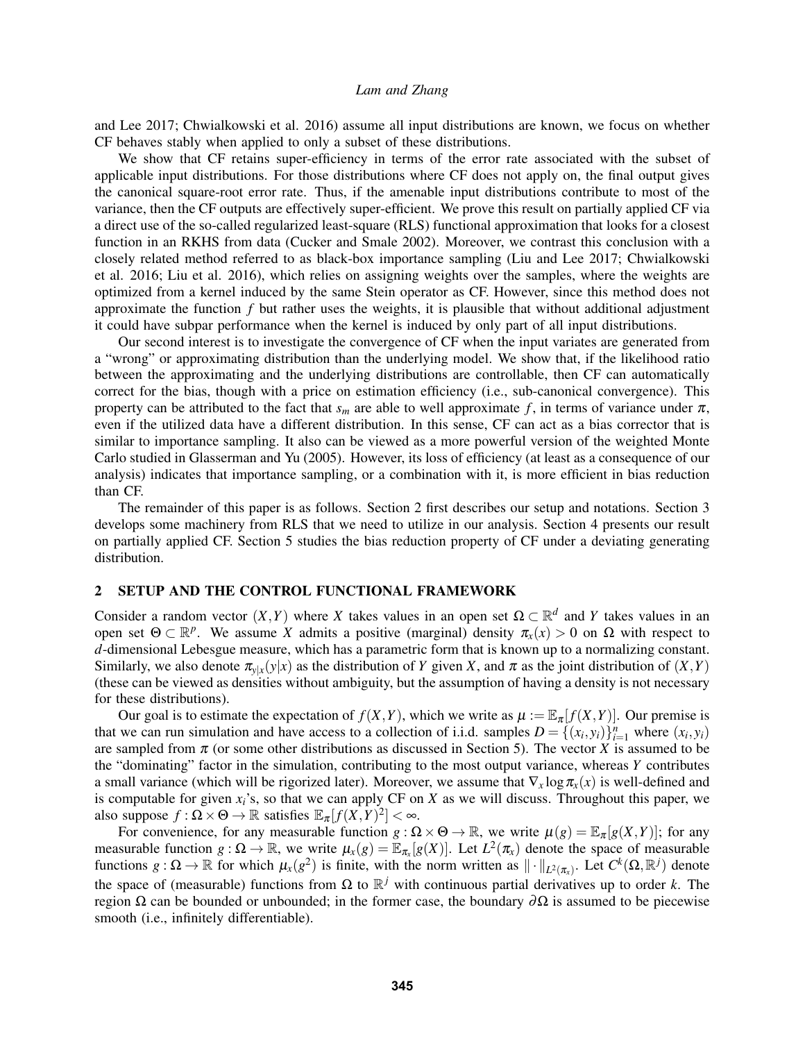and Lee 2017; Chwialkowski et al. 2016) assume all input distributions are known, we focus on whether CF behaves stably when applied to only a subset of these distributions.

We show that CF retains super-efficiency in terms of the error rate associated with the subset of applicable input distributions. For those distributions where CF does not apply on, the final output gives the canonical square-root error rate. Thus, if the amenable input distributions contribute to most of the variance, then the CF outputs are effectively super-efficient. We prove this result on partially applied CF via a direct use of the so-called regularized least-square (RLS) functional approximation that looks for a closest function in an RKHS from data (Cucker and Smale 2002). Moreover, we contrast this conclusion with a closely related method referred to as black-box importance sampling (Liu and Lee 2017; Chwialkowski et al. 2016; Liu et al. 2016), which relies on assigning weights over the samples, where the weights are optimized from a kernel induced by the same Stein operator as CF. However, since this method does not approximate the function $f$ but rather uses the weights, it is plausible that without additional adjustment it could have subpar performance when the kernel is induced by only part of all input distributions.

Our second interest is to investigate the convergence of CF when the input variates are generated from a "wrong" or approximating distribution than the underlying model. We show that, if the likelihood ratio between the approximating and the underlying distributions are controllable, then CF can automatically correct for the bias, though with a price on estimation efficiency (i.e., sub-canonical convergence). This property can be attributed to the fact that $s_m$ are able to well approximate $f$, in terms of variance under $\pi$, even if the utilized data have a different distribution. In this sense, CF can act as a bias corrector that is similar to importance sampling. It also can be viewed as a more powerful version of the weighted Monte Carlo studied in Glasserman and Yu (2005). However, its loss of efficiency (at least as a consequence of our analysis) indicates that importance sampling, or a combination with it, is more efficient in bias reduction than CF.

The remainder of this paper is as follows. Section 2 first describes our setup and notations. Section 3 develops some machinery from RLS that we need to utilize in our analysis. Section 4 presents our result on partially applied CF. Section 5 studies the bias reduction property of CF under a deviating generating distribution.

## 2 SETUP AND THE CONTROL FUNCTIONAL FRAMEWORK

Consider a random vector $(X,Y)$ where $X$ takes values in an open set $\Omega \subset \mathbb{R}^d$ and $Y$ takes values in an open set $\Theta \subset \mathbb{R}^p$. We assume $X$ admits a positive (marginal) density $\pi_x(x) > 0$ on $\Omega$ with respect to $d$-dimensional Lebesgue measure, which has a parametric form that is known up to a normalizing constant. Similarly, we also denote $\pi_{y|x}(y|x)$ as the distribution of $Y$ given $X$, and $\pi$ as the joint distribution of $(X,Y)$ (these can be viewed as densities without ambiguity, but the assumption of having a density is not necessary for these distributions).

Our goal is to estimate the expectation of $f(X,Y)$, which we write as $\mu := \mathbb{E}_\pi[f(X,Y)]$. Our premise is that we can run simulation and have access to a collection of i.i.d. samples $D = \{(x_i,y_i)\}_{i=1}^n$ where $(x_i,y_i)$ are sampled from $\pi$ (or some other distributions as discussed in Section 5). The vector $X$ is assumed to be the "dominating" factor in the simulation, contributing to the most output variance, whereas $Y$ contributes a small variance (which will be rigorized later). Moreover, we assume that $\nabla_x \log \pi_x(x)$ is well-defined and is computable for given $x_i$'s, so that we can apply CF on $X$ as we will discuss. Throughout this paper, we also suppose $f : \Omega \times \Theta \to \mathbb{R}$ satisfies $\mathbb{E}_\pi[f(X,Y)^2] < \infty$.

For convenience, for any measurable function $g : \Omega \times \Theta \to \mathbb{R}$, we write $\mu(g) = \mathbb{E}_\pi[g(X,Y)]$; for any measurable function $g : \Omega \to \mathbb{R}$, we write $\mu_x(g) = \mathbb{E}_{\pi_x}[g(X)]$. Let $L^2(\pi_x)$ denote the space of measurable functions $g : \Omega \to \mathbb{R}$ for which $\mu_x(g^2)$ is finite, with the norm written as $\|\cdot\|_{L^2(\pi_x)}$. Let $C^k(\Omega,\mathbb{R}^j)$ denote the space of (measurable) functions from $\Omega$ to $\mathbb{R}^j$ with continuous partial derivatives up to order $k$. The region $\Omega$ can be bounded or unbounded; in the former case, the boundary $\partial\Omega$ is assumed to be piecewise smooth (i.e., infinitely differentiable).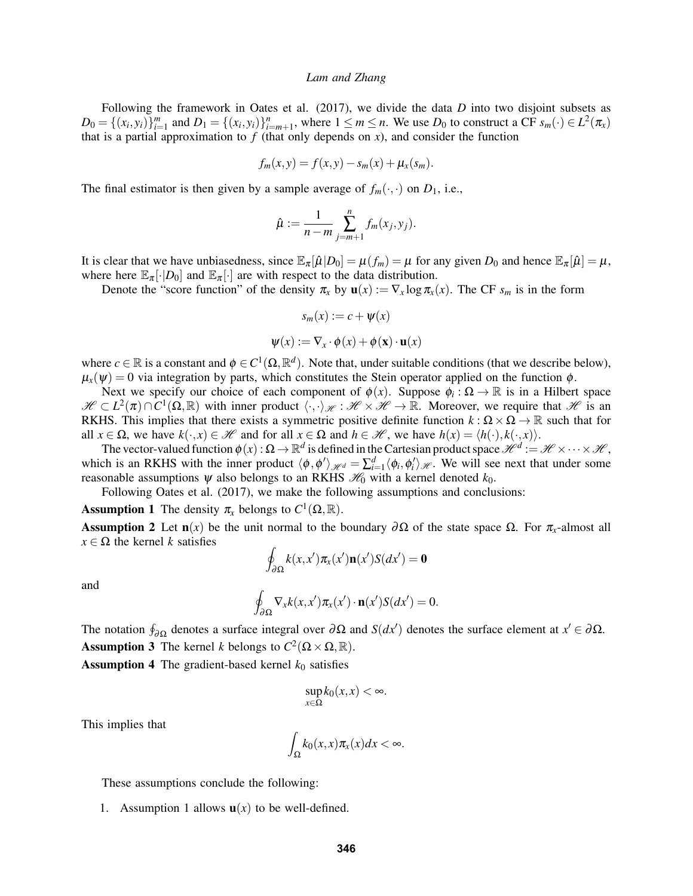Following the framework in Oates et al. (2017), we divide the data $D$ into two disjoint subsets as $D_0 = \{(x_i, y_i)\}_{i=1}^m$ and $D_1 = \{(x_i, y_i)\}_{i=m+1}^n$, where $1 \leq m \leq n$. We use $D_0$ to construct a CF $s_m(\cdot) \in L^2(\pi_x)$ that is a partial approximation to $f$ (that only depends on $x$), and consider the function

$$f_m(x,y) = f(x,y) - s_m(x) + \mu_x(s_m).$$

The final estimator is then given by a sample average of $f_m(\cdot,\cdot)$ on $D_1$, i.e.,

$$\hat{\mu} := \frac{1}{n-m} \sum_{j=m+1}^{n} f_m(x_j, y_j).$$

It is clear that we have unbiasedness, since $\mathbb{E}_\pi[\hat{\mu}|D_0] = \mu(f_m) = \mu$ for any given $D_0$ and hence $\mathbb{E}_\pi[\hat{\mu}] = \mu$, where here $\mathbb{E}_\pi[\cdot|D_0]$ and $\mathbb{E}_\pi[\cdot]$ are with respect to the data distribution.

Denote the "score function" of the density $\pi_x$ by $\mathbf{u}(x) := \nabla_x \log \pi_x(x)$. The CF $s_m$ is in the form

$$s_m(x) := c + \psi(x)$$

$$\psi(x) := \nabla_x \cdot \phi(x) + \phi(\mathbf{x}) \cdot \mathbf{u}(x)$$

where $c \in \mathbb{R}$ is a constant and $\phi \in C^1(\Omega, \mathbb{R}^d)$. Note that, under suitable conditions (that we describe below), $\mu_x(\psi) = 0$ via integration by parts, which constitutes the Stein operator applied on the function $\phi$.

Next we specify our choice of each component of $\phi(x)$. Suppose $\phi_i : \Omega \to \mathbb{R}$ is in a Hilbert space $\mathscr{H} \subset L^2(\pi) \cap C^1(\Omega, \mathbb{R})$ with inner product $\langle \cdot, \cdot \rangle_{\mathscr{H}} : \mathscr{H} \times \mathscr{H} \to \mathbb{R}$. Moreover, we require that $\mathscr{H}$ is an RKHS. This implies that there exists a symmetric positive definite function $k : \Omega \times \Omega \to \mathbb{R}$ such that for all $x \in \Omega$, we have $k(\cdot, x) \in \mathscr{H}$ and for all $x \in \Omega$ and $h \in \mathscr{H}$, we have $h(x) = \langle h(\cdot), k(\cdot, x) \rangle$.

The vector-valued function $\phi(x) : \Omega \to \mathbb{R}^d$ is defined in the Cartesian product space $\mathscr{H}^d := \mathscr{H} \times \cdots \times \mathscr{H}$, which is an RKHS with the inner product $\langle \phi, \phi' \rangle_{\mathscr{H}^d} = \sum_{i=1}^d \langle \phi_i, \phi_i' \rangle_{\mathscr{H}}$. We will see next that under some reasonable assumptions $\psi$ also belongs to an RKHS $\mathscr{H}_0$ with a kernel denoted $k_0$.

Following Oates et al. (2017), we make the following assumptions and conclusions:

**Assumption 1** The density $\pi_x$ belongs to $C^1(\Omega, \mathbb{R})$.

**Assumption 2** Let $\mathbf{n}(x)$ be the unit normal to the boundary $\partial\Omega$ of the state space $\Omega$. For $\pi_x$-almost all $x \in \Omega$ the kernel $k$ satisfies

$$\oint_{\partial\Omega} k(x, x') \pi_x(x') \mathbf{n}(x') S(dx') = \mathbf{0}$$

and

$$\oint_{\partial\Omega} \nabla_x k(x, x') \pi_x(x') \cdot \mathbf{n}(x') S(dx') = 0.$$

The notation $\oint_{\partial\Omega}$ denotes a surface integral over $\partial\Omega$ and $S(dx')$ denotes the surface element at $x' \in \partial\Omega$.

**Assumption 3** The kernel $k$ belongs to $C^2(\Omega \times \Omega, \mathbb{R})$.

**Assumption 4** The gradient-based kernel $k_0$ satisfies

$$\sup_{x \in \Omega} k_0(x, x) < \infty.$$

This implies that

$$\int_\Omega k_0(x, x) \pi_x(x) dx < \infty.$$

These assumptions conclude the following:

1. Assumption 1 allows $\mathbf{u}(x)$ to be well-defined.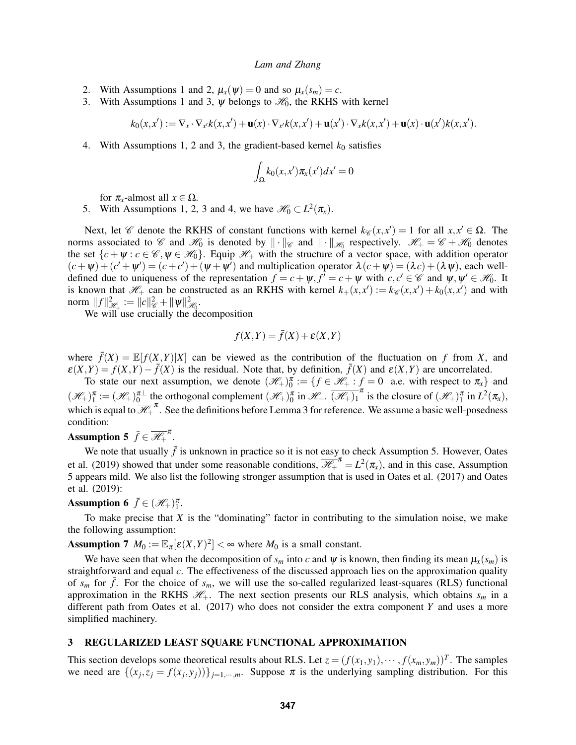2. With Assumptions 1 and 2, $\mu_x(\psi) = 0$ and so $\mu_x(s_m) = c$.
3. With Assumptions 1 and 3, $\psi$ belongs to $\mathscr{H}_0$, the RKHS with kernel

$$k_0(x,x') := \nabla_x \cdot \nabla_{x'} k(x,x') + \mathbf{u}(x) \cdot \nabla_{x'} k(x,x') + \mathbf{u}(x') \cdot \nabla_x k(x,x') + \mathbf{u}(x) \cdot \mathbf{u}(x') k(x,x').$$

4. With Assumptions 1, 2 and 3, the gradient-based kernel $k_0$ satisfies

$$\int_\Omega k_0(x,x')\pi_x(x')dx' = 0$$

for $\pi_x$-almost all $x \in \Omega$.

5. With Assumptions 1, 2, 3 and 4, we have $\mathscr{H}_0 \subset L^2(\pi_x)$.

Next, let $\mathscr{C}$ denote the RKHS of constant functions with kernel $k_\mathscr{C}(x,x') = 1$ for all $x,x' \in \Omega$. The norms associated to $\mathscr{C}$ and $\mathscr{H}_0$ is denoted by $\|\cdot\|_\mathscr{C}$ and $\|\cdot\|_{\mathscr{H}_0}$ respectively. $\mathscr{H}_+ = \mathscr{C} + \mathscr{H}_0$ denotes the set $\{c + \psi : c \in \mathscr{C}, \psi \in \mathscr{H}_0\}$. Equip $\mathscr{H}_+$ with the structure of a vector space, with addition operator $(c+\psi) + (c'+\psi') = (c+c') + (\psi+\psi')$ and multiplication operator $\lambda(c+\psi) = (\lambda c) + (\lambda \psi)$, each well-defined due to uniqueness of the representation $f = c+\psi, f' = c+\psi$ with $c,c' \in \mathscr{C}$ and $\psi, \psi' \in \mathscr{H}_0$. It is known that $\mathscr{H}_+$ can be constructed as an RKHS with kernel $k_+(x,x') := k_\mathscr{C}(x,x') + k_0(x,x')$ and with norm $\|f\|^2_{\mathscr{H}_+} := \|c\|^2_\mathscr{C} + \|\psi\|^2_{\mathscr{H}_0}$.

We will use crucially the decomposition

$$f(X,Y) = \bar{f}(X) + \varepsilon(X,Y)$$

where $\bar{f}(X) = \mathbb{E}[f(X,Y)|X]$ can be viewed as the contribution of the fluctuation on $f$ from $X$, and $\varepsilon(X,Y) = f(X,Y) - \bar{f}(X)$ is the residual. Note that, by definition, $\bar{f}(X)$ and $\varepsilon(X,Y)$ are uncorrelated.

To state our next assumption, we denote $(\mathscr{H}_+)^\pi_0 := \{f \in \mathscr{H}_+ : f = 0 \text{ a.e. with respect to } \pi_x\}$ and $(\mathscr{H}_+)^\pi_1 := (\mathscr{H}_+)^{\pi\perp}_0$ the orthogonal complement $(\mathscr{H}_+)^\pi_0$ in $\mathscr{H}_+$. $\overline{(\mathscr{H}_+)_1}^\pi$ is the closure of $(\mathscr{H}_+)^\pi_1$ in $L^2(\pi_x)$, which is equal to $\overline{\mathscr{H}_+}^\pi$. See the definitions before Lemma 3 for reference. We assume a basic well-posedness condition:

**Assumption 5** $\bar{f} \in \overline{\mathscr{H}_+}^\pi$.

We note that usually $\bar{f}$ is unknown in practice so it is not easy to check Assumption 5. However, Oates et al. (2019) showed that under some reasonable conditions, $\overline{\mathscr{H}_+}^\pi = L^2(\pi_x)$, and in this case, Assumption 5 appears mild. We also list the following stronger assumption that is used in Oates et al. (2017) and Oates et al. (2019):

**Assumption 6** $\bar{f} \in (\mathscr{H}_+)^\pi_1$.

To make precise that $X$ is the "dominating" factor in contributing to the simulation noise, we make the following assumption:

**Assumption 7** $M_0 := \mathbb{E}_\pi[\varepsilon(X,Y)^2] < \infty$ where $M_0$ is a small constant.

We have seen that when the decomposition of $s_m$ into $c$ and $\psi$ is known, then finding its mean $\mu_x(s_m)$ is straightforward and equal $c$. The effectiveness of the discussed approach lies on the approximation quality of $s_m$ for $\bar{f}$. For the choice of $s_m$, we will use the so-called regularized least-squares (RLS) functional approximation in the RKHS $\mathscr{H}_+$. The next section presents our RLS analysis, which obtains $s_m$ in a different path from Oates et al. (2017) who does not consider the extra component $Y$ and uses a more simplified machinery.

## 3 REGULARIZED LEAST SQUARE FUNCTIONAL APPROXIMATION

This section develops some theoretical results about RLS. Let $z = (f(x_1,y_1), \cdots, f(x_m,y_m))^T$. The samples we need are $\{(x_j, z_j = f(x_j,y_j))\}_{j=1,\cdots,m}$. Suppose $\pi$ is the underlying sampling distribution. For this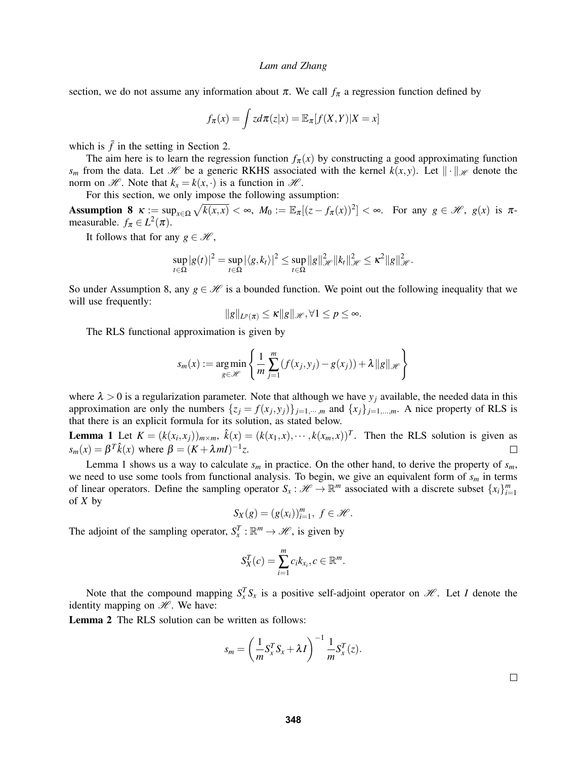section, we do not assume any information about $\pi$. We call $f_\pi$ a regression function defined by

$$f_\pi(x) = \int z d\pi(z|x) = \mathbb{E}_\pi[f(X,Y)|X = x]$$

which is $\bar{f}$ in the setting in Section 2.

The aim here is to learn the regression function $f_\pi(x)$ by constructing a good approximating function $s_m$ from the data. Let $\mathscr{H}$ be a generic RKHS associated with the kernel $k(x,y)$. Let $\|\cdot\|_{\mathscr{H}}$ denote the norm on $\mathscr{H}$. Note that $k_x = k(x,\cdot)$ is a function in $\mathscr{H}$.

For this section, we only impose the following assumption:

**Assumption 8** $\kappa := \sup_{x\in\Omega} \sqrt{k(x,x)} < \infty,\ M_0 := \mathbb{E}_\pi[(z - f_\pi(x))^2] < \infty$. For any $g \in \mathscr{H},\ g(x)$ is $\pi$-measurable. $f_\pi \in L^2(\pi)$.

It follows that for any $g \in \mathscr{H}$,

$$\sup_{t\in\Omega} |g(t)|^2 = \sup_{t\in\Omega} |\langle g, k_t\rangle|^2 \leq \sup_{t\in\Omega} \|g\|_{\mathscr{H}}^2 \|k_t\|_{\mathscr{H}}^2 \leq \kappa^2 \|g\|_{\mathscr{H}}^2.$$

So under Assumption 8, any $g \in \mathscr{H}$ is a bounded function. We point out the following inequality that we will use frequently:

$$\|g\|_{L^p(\pi)} \leq \kappa \|g\|_{\mathscr{H}}, \forall 1 \leq p \leq \infty.$$

The RLS functional approximation is given by

$$s_m(x) := \underset{g\in\mathscr{H}}{\arg\min} \left\{ \frac{1}{m} \sum_{j=1}^{m} (f(x_j,y_j) - g(x_j)) + \lambda \|g\|_{\mathscr{H}} \right\}$$

where $\lambda > 0$ is a regularization parameter. Note that although we have $y_j$ available, the needed data in this approximation are only the numbers $\{z_j = f(x_j,y_j)\}_{j=1,\cdots,m}$ and $\{x_j\}_{j=1,\dots,m}$. A nice property of RLS is that there is an explicit formula for its solution, as stated below.

**Lemma 1** Let $K = (k(x_i,x_j))_{m\times m},\ \hat{k}(x) = (k(x_1,x),\cdots,k(x_m,x))^T$. Then the RLS solution is given as $s_m(x) = \beta^T \hat{k}(x)$ where $\beta = (K + \lambda m I)^{-1} z$. □

Lemma 1 shows us a way to calculate $s_m$ in practice. On the other hand, to derive the property of $s_m$, we need to use some tools from functional analysis. To begin, we give an equivalent form of $s_m$ in terms of linear operators. Define the sampling operator $S_x : \mathscr{H} \to \mathbb{R}^m$ associated with a discrete subset $\{x_i\}_{i=1}^m$ of $X$ by

$$S_X(g) = (g(x_i))_{i=1}^m,\ f \in \mathscr{H}.$$

The adjoint of the sampling operator, $S_x^T : \mathbb{R}^m \to \mathscr{H}$, is given by

$$S_X^T(c) = \sum_{i=1}^{m} c_i k_{x_i}, c \in \mathbb{R}^m.$$

Note that the compound mapping $S_x^T S_x$ is a positive self-adjoint operator on $\mathscr{H}$. Let $I$ denote the identity mapping on $\mathscr{H}$. We have:

**Lemma 2** The RLS solution can be written as follows:

$$s_m = \left(\frac{1}{m} S_x^T S_x + \lambda I\right)^{-1} \frac{1}{m} S_x^T(z).$$

□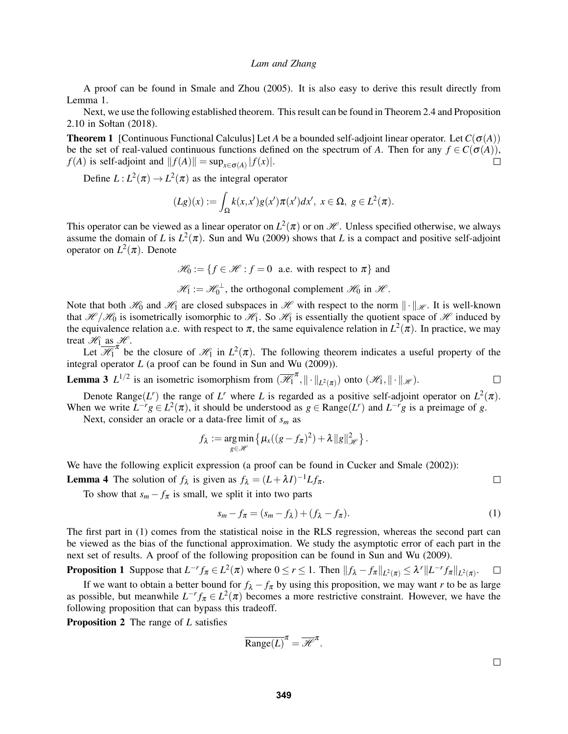A proof can be found in Smale and Zhou (2005). It is also easy to derive this result directly from Lemma 1.

Next, we use the following established theorem. This result can be found in Theorem 2.4 and Proposition 2.10 in Sołtan (2018).

**Theorem 1** [Continuous Functional Calculus] Let $A$ be a bounded self-adjoint linear operator. Let $C(\sigma(A))$ be the set of real-valued continuous functions defined on the spectrum of $A$. Then for any $f \in C(\sigma(A))$, $f(A)$ is self-adjoint and $\|f(A)\| = \sup_{x\in\sigma(A)} |f(x)|$. □

Define $L : L^2(\pi) \to L^2(\pi)$ as the integral operator

$$(Lg)(x) := \int_{\Omega} k(x,x')g(x')\pi(x')dx',\ x \in \Omega,\ g \in L^2(\pi).$$

This operator can be viewed as a linear operator on $L^2(\pi)$ or on $\mathscr{H}$. Unless specified otherwise, we always assume the domain of $L$ is $L^2(\pi)$. Sun and Wu (2009) shows that $L$ is a compact and positive self-adjoint operator on $L^2(\pi)$. Denote

$$\mathscr{H}_0 := \{f \in \mathscr{H} : f = 0 \ \text{ a.e. with respect to } \pi\} \text{ and}$$

$$\mathscr{H}_1 := \mathscr{H}_0^{\perp}, \text{ the orthogonal complement } \mathscr{H}_0 \text{ in } \mathscr{H}.$$

Note that both $\mathscr{H}_0$ and $\mathscr{H}_1$ are closed subspaces in $\mathscr{H}$ with respect to the norm $\|\cdot\|_{\mathscr{H}}$. It is well-known that $\mathscr{H}/\mathscr{H}_0$ is isometrically isomorphic to $\mathscr{H}_1$. So $\mathscr{H}_1$ is essentially the quotient space of $\mathscr{H}$ induced by the equivalence relation a.e. with respect to $\pi$, the same equivalence relation in $L^2(\pi)$. In practice, we may treat $\mathscr{H}_1$ as $\mathscr{H}$.

Let $\overline{\mathscr{H}_1}^{\pi}$ be the closure of $\mathscr{H}_1$ in $L^2(\pi)$. The following theorem indicates a useful property of the integral operator $L$ (a proof can be found in Sun and Wu (2009)).

**Lemma 3** $L^{1/2}$ is an isometric isomorphism from $(\overline{\mathscr{H}_1}^{\pi}, \|\cdot\|_{L^2(\pi)})$ onto $(\mathscr{H}_1, \|\cdot\|_{\mathscr{H}})$. □

Denote $\text{Range}(L^r)$ the range of $L^r$ where $L$ is regarded as a positive self-adjoint operator on $L^2(\pi)$. When we write $L^{-r}g \in L^2(\pi)$, it should be understood as $g \in \text{Range}(L^r)$ and $L^{-r}g$ is a preimage of $g$.

Next, consider an oracle or a data-free limit of $s_m$ as

$$f_\lambda := \underset{g\in\mathscr{H}}{\arg\min}\left\{\mu_x((g-f_\pi)^2) + \lambda\|g\|_{\mathscr{H}}^2\right\}.$$

We have the following explicit expression (a proof can be found in Cucker and Smale (2002)):

**Lemma 4** The solution of $f_\lambda$ is given as $f_\lambda = (L+\lambda I)^{-1}Lf_\pi$. □

To show that $s_m - f_\pi$ is small, we split it into two parts

$$s_m - f_\pi = (s_m - f_\lambda) + (f_\lambda - f_\pi). \tag{1}$$

The first part in (1) comes from the statistical noise in the RLS regression, whereas the second part can be viewed as the bias of the functional approximation. We study the asymptotic error of each part in the next set of results. A proof of the following proposition can be found in Sun and Wu (2009).

**Proposition 1** Suppose that $L^{-r}f_\pi \in L^2(\pi)$ where $0 \le r \le 1$. Then $\|f_\lambda - f_\pi\|_{L^2(\pi)} \le \lambda^r \|L^{-r}f_\pi\|_{L^2(\pi)}$. □

If we want to obtain a better bound for $f_\lambda - f_\pi$ by using this proposition, we may want $r$ to be as large as possible, but meanwhile $L^{-r}f_\pi \in L^2(\pi)$ becomes a more restrictive constraint. However, we have the following proposition that can bypass this tradeoff.

**Proposition 2** The range of $L$ satisfies

$$\overline{\text{Range}(L)}^{\pi} = \overline{\mathscr{H}}^{\pi}.$$

□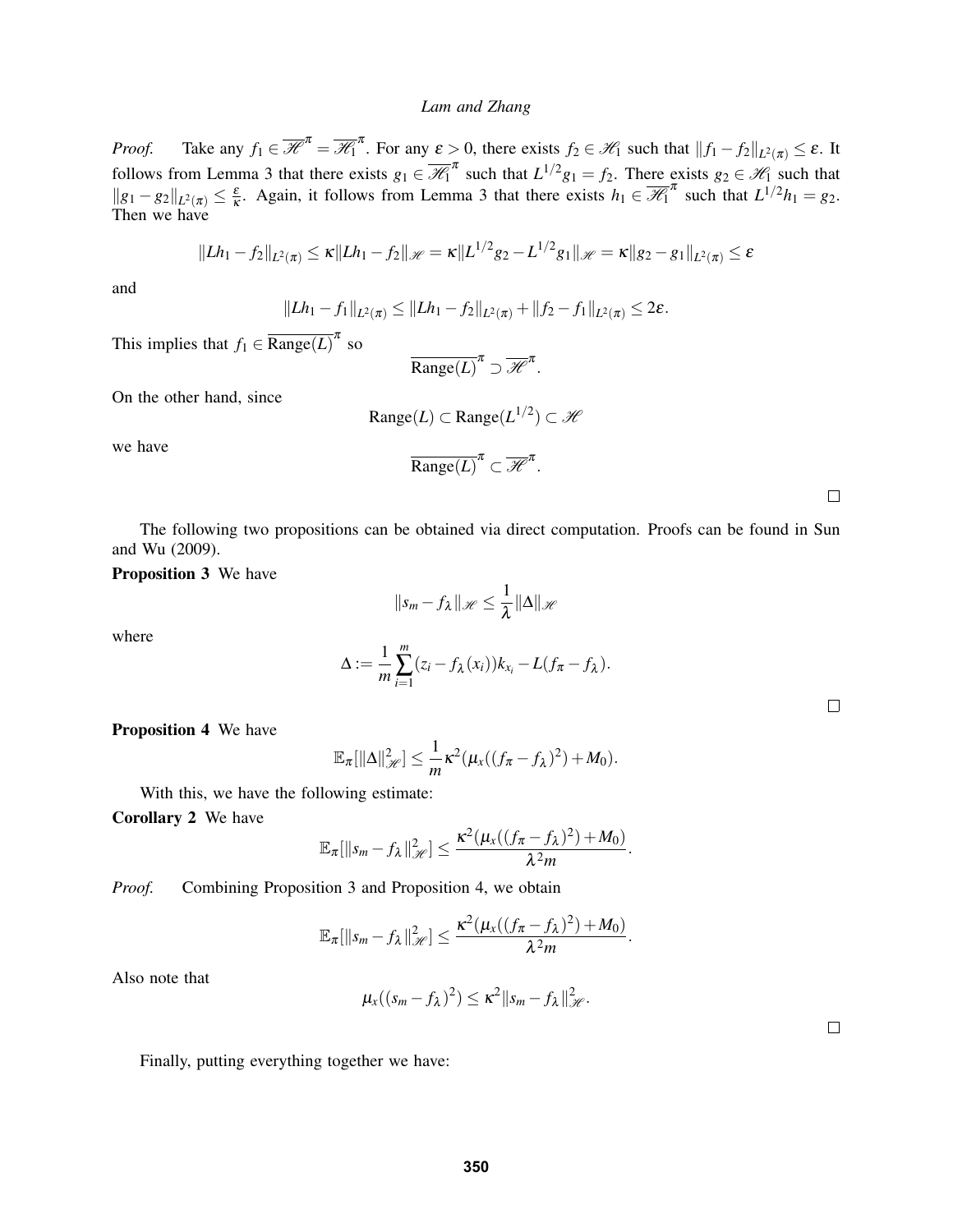*Proof.* Take any $f_1 \in \overline{\mathscr{H}}^{\pi} = \overline{\mathscr{H}_1}^{\pi}$. For any $\varepsilon > 0$, there exists $f_2 \in \mathscr{H}_1$ such that $\|f_1 - f_2\|_{L^2(\pi)} \leq \varepsilon$. It follows from Lemma 3 that there exists $g_1 \in \overline{\mathscr{H}_1}^{\pi}$ such that $L^{1/2} g_1 = f_2$. There exists $g_2 \in \mathscr{H}_1$ such that $\|g_1 - g_2\|_{L^2(\pi)} \leq \frac{\varepsilon}{\kappa}$. Again, it follows from Lemma 3 that there exists $h_1 \in \overline{\mathscr{H}_1}^{\pi}$ such that $L^{1/2} h_1 = g_2$. Then we have

$$\|Lh_1 - f_2\|_{L^2(\pi)} \leq \kappa \|Lh_1 - f_2\|_{\mathscr{H}} = \kappa \|L^{1/2} g_2 - L^{1/2} g_1\|_{\mathscr{H}} = \kappa \|g_2 - g_1\|_{L^2(\pi)} \leq \varepsilon$$

and

$$\|Lh_1 - f_1\|_{L^2(\pi)} \leq \|Lh_1 - f_2\|_{L^2(\pi)} + \|f_2 - f_1\|_{L^2(\pi)} \leq 2\varepsilon.$$

This implies that $f_1 \in \overline{\text{Range}(L)}^{\pi}$ so

$$\overline{\text{Range}(L)}^{\pi} \supset \overline{\mathscr{H}}^{\pi}.$$

On the other hand, since

$$\text{Range}(L) \subset \text{Range}(L^{1/2}) \subset \mathscr{H}$$

we have

$$\overline{\text{Range}(L)}^{\pi} \subset \overline{\mathscr{H}}^{\pi}.$$

□

The following two propositions can be obtained via direct computation. Proofs can be found in Sun and Wu (2009).

**Proposition 3** We have

$$\|s_m - f_\lambda\|_{\mathscr{H}} \leq \frac{1}{\lambda} \|\Delta\|_{\mathscr{H}}$$

where

$$\Delta := \frac{1}{m} \sum_{i=1}^{m} (z_i - f_\lambda(x_i)) k_{x_i} - L(f_\pi - f_\lambda).$$

□

**Proposition 4** We have

$$\mathbb{E}_\pi[\|\Delta\|_{\mathscr{H}}^2] \leq \frac{1}{m} \kappa^2 (\mu_x((f_\pi - f_\lambda)^2) + M_0).$$

With this, we have the following estimate:

**Corollary 2** We have

$$\mathbb{E}_\pi[\|s_m - f_\lambda\|_{\mathscr{H}}^2] \leq \frac{\kappa^2 (\mu_x((f_\pi - f_\lambda)^2) + M_0)}{\lambda^2 m}.$$

*Proof.* Combining Proposition 3 and Proposition 4, we obtain

$$\mathbb{E}_\pi[\|s_m - f_\lambda\|_{\mathscr{H}}^2] \leq \frac{\kappa^2 (\mu_x((f_\pi - f_\lambda)^2) + M_0)}{\lambda^2 m}.$$

Also note that

$$\mu_x((s_m - f_\lambda)^2) \leq \kappa^2 \|s_m - f_\lambda\|_{\mathscr{H}}^2.$$

□

Finally, putting everything together we have: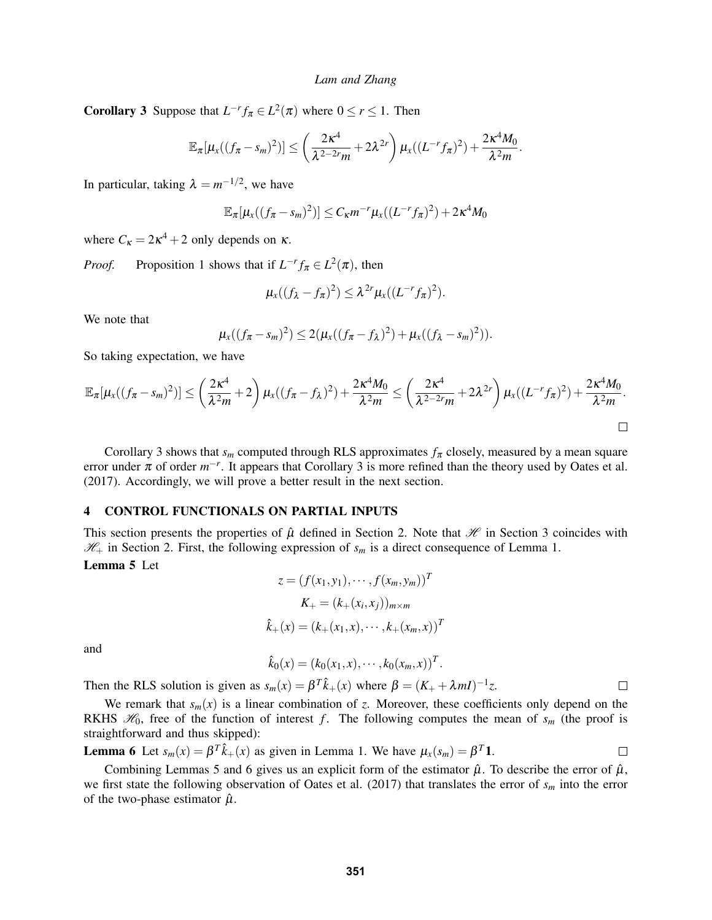**Corollary 3** Suppose that $L^{-r} f_\pi \in L^2(\pi)$ where $0 \le r \le 1$. Then

$$\mathbb{E}_\pi[\mu_x((f_\pi - s_m)^2)] \le \left(\frac{2\kappa^4}{\lambda^{2-2r} m} + 2\lambda^{2r}\right) \mu_x((L^{-r} f_\pi)^2) + \frac{2\kappa^4 M_0}{\lambda^2 m}.$$

In particular, taking $\lambda = m^{-1/2}$, we have

$$\mathbb{E}_\pi[\mu_x((f_\pi - s_m)^2)] \le C_\kappa m^{-r} \mu_x((L^{-r} f_\pi)^2) + 2\kappa^4 M_0$$

where $C_\kappa = 2\kappa^4 + 2$ only depends on $\kappa$.

*Proof.* Proposition 1 shows that if $L^{-r} f_\pi \in L^2(\pi)$, then

$$\mu_x((f_\lambda - f_\pi)^2) \le \lambda^{2r} \mu_x((L^{-r} f_\pi)^2).$$

We note that

$$\mu_x((f_\pi - s_m)^2) \le 2(\mu_x((f_\pi - f_\lambda)^2) + \mu_x((f_\lambda - s_m)^2)).$$

So taking expectation, we have

$$\mathbb{E}_\pi[\mu_x((f_\pi - s_m)^2)] \le \left(\frac{2\kappa^4}{\lambda^2 m} + 2\right) \mu_x((f_\pi - f_\lambda)^2) + \frac{2\kappa^4 M_0}{\lambda^2 m} \le \left(\frac{2\kappa^4}{\lambda^{2-2r} m} + 2\lambda^{2r}\right) \mu_x((L^{-r} f_\pi)^2) + \frac{2\kappa^4 M_0}{\lambda^2 m}.$$

□

Corollary 3 shows that $s_m$ computed through RLS approximates $f_\pi$ closely, measured by a mean square error under $\pi$ of order $m^{-r}$. It appears that Corollary 3 is more refined than the theory used by Oates et al. (2017). Accordingly, we will prove a better result in the next section.

## 4 CONTROL FUNCTIONALS ON PARTIAL INPUTS

This section presents the properties of $\hat{\mu}$ defined in Section 2. Note that $\mathscr{H}$ in Section 3 coincides with $\mathscr{H}_+$ in Section 2. First, the following expression of $s_m$ is a direct consequence of Lemma 1.

**Lemma 5** Let

$$z = (f(x_1, y_1), \cdots, f(x_m, y_m))^T$$
$$K_+ = (k_+(x_i, x_j))_{m \times m}$$
$$\hat{k}_+(x) = (k_+(x_1, x), \cdots, k_+(x_m, x))^T$$

and

$$\hat{k}_0(x) = (k_0(x_1, x), \cdots, k_0(x_m, x))^T.$$

Then the RLS solution is given as $s_m(x) = \beta^T \hat{k}_+(x)$ where $\beta = (K_+ + \lambda m I)^{-1} z$. □

We remark that $s_m(x)$ is a linear combination of $z$. Moreover, these coefficients only depend on the RKHS $\mathscr{H}_0$, free of the function of interest $f$. The following computes the mean of $s_m$ (the proof is straightforward and thus skipped):

**Lemma 6** Let $s_m(x) = \beta^T \hat{k}_+(x)$ as given in Lemma 1. We have $\mu_x(s_m) = \beta^T \mathbf{1}$. □

Combining Lemmas 5 and 6 gives us an explicit form of the estimator $\hat{\mu}$. To describe the error of $\hat{\mu}$, we first state the following observation of Oates et al. (2017) that translates the error of $s_m$ into the error of the two-phase estimator $\hat{\mu}$.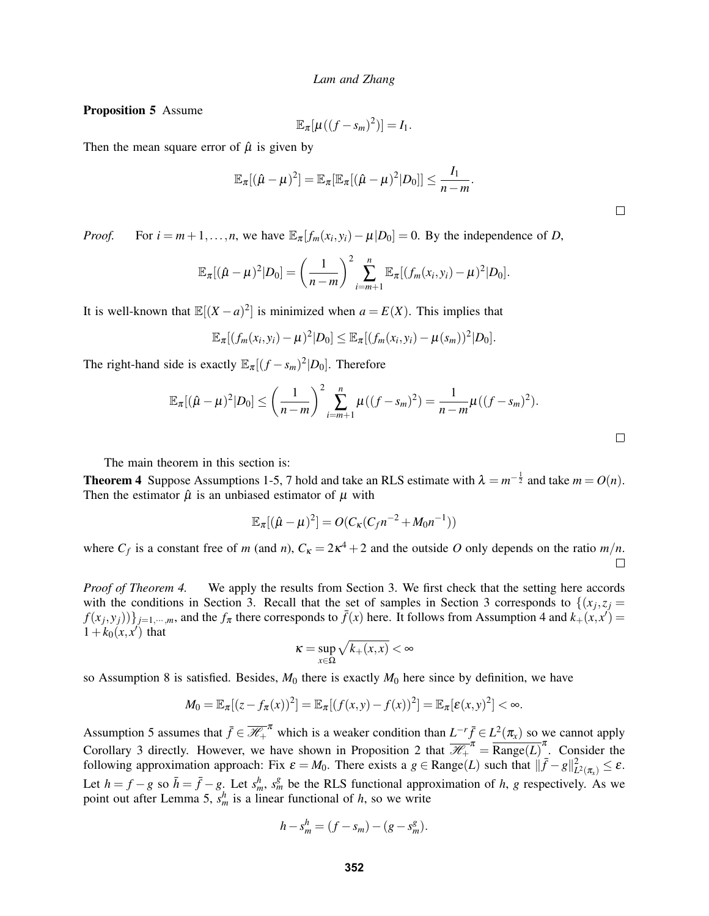**Proposition 5** Assume

$$\mathbb{E}_\pi[\mu((f-s_m)^2)] = I_1.$$

Then the mean square error of $\hat{\mu}$ is given by

$$\mathbb{E}_\pi[(\hat{\mu}-\mu)^2] = \mathbb{E}_\pi[\mathbb{E}_\pi[(\hat{\mu}-\mu)^2|D_0]] \leq \frac{I_1}{n-m}.$$

□

*Proof.* For $i = m+1,\ldots,n$, we have $\mathbb{E}_\pi[f_m(x_i,y_i)-\mu|D_0] = 0$. By the independence of $D$,

$$\mathbb{E}_\pi[(\hat{\mu}-\mu)^2|D_0] = \left(\frac{1}{n-m}\right)^2 \sum_{i=m+1}^{n} \mathbb{E}_\pi[(f_m(x_i,y_i)-\mu)^2|D_0].$$

It is well-known that $\mathbb{E}[(X-a)^2]$ is minimized when $a = E(X)$. This implies that

$$\mathbb{E}_\pi[(f_m(x_i,y_i)-\mu)^2|D_0] \leq \mathbb{E}_\pi[(f_m(x_i,y_i)-\mu(s_m))^2|D_0].$$

The right-hand side is exactly $\mathbb{E}_\pi[(f-s_m)^2|D_0]$. Therefore

$$\mathbb{E}_\pi[(\hat{\mu}-\mu)^2|D_0] \leq \left(\frac{1}{n-m}\right)^2 \sum_{i=m+1}^{n} \mu((f-s_m)^2) = \frac{1}{n-m}\mu((f-s_m)^2).$$

□

The main theorem in this section is:

**Theorem 4** Suppose Assumptions 1-5, 7 hold and take an RLS estimate with $\lambda = m^{-\frac{1}{2}}$ and take $m = O(n)$. Then the estimator $\hat{\mu}$ is an unbiased estimator of $\mu$ with

$$\mathbb{E}_\pi[(\hat{\mu}-\mu)^2] = O(C_\kappa(C_f n^{-2} + M_0 n^{-1}))$$

where $C_f$ is a constant free of $m$ (and $n$), $C_\kappa = 2\kappa^4 + 2$ and the outside $O$ only depends on the ratio $m/n$. □

*Proof of Theorem 4.* We apply the results from Section 3. We first check that the setting here accords with the conditions in Section 3. Recall that the set of samples in Section 3 corresponds to $\{(x_j, z_j = f(x_j,y_j))\}_{j=1,\cdots,m}$, and the $f_\pi$ there corresponds to $\bar{f}(x)$ here. It follows from Assumption 4 and $k_+(x,x') = 1 + k_0(x,x')$ that

$$\kappa = \sup_{x\in\Omega}\sqrt{k_+(x,x)} < \infty$$

so Assumption 8 is satisfied. Besides, $M_0$ there is exactly $M_0$ here since by definition, we have

$$M_0 = \mathbb{E}_\pi[(z-f_\pi(x))^2] = \mathbb{E}_\pi[(f(x,y)-f(x))^2] = \mathbb{E}_\pi[\varepsilon(x,y)^2] < \infty.$$

Assumption 5 assumes that $\bar{f} \in \overline{\mathscr{H}_+}^\pi$ which is a weaker condition than $L^{-r}\bar{f} \in L^2(\pi_x)$ so we cannot apply Corollary 3 directly. However, we have shown in Proposition 2 that $\overline{\mathscr{H}_+}^\pi = \overline{\text{Range}(L)}^\pi$. Consider the following approximation approach: Fix $\varepsilon = M_0$. There exists a $g \in \text{Range}(L)$ such that $\|\bar{f}-g\|^2_{L^2(\pi_x)} \leq \varepsilon$. Let $h = f - g$ so $\bar{h} = \bar{f} - g$. Let $s_m^h$, $s_m^g$ be the RLS functional approximation of $h$, $g$ respectively. As we point out after Lemma 5, $s_m^h$ is a linear functional of $h$, so we write

$$h - s_m^h = (f-s_m) - (g - s_m^g).$$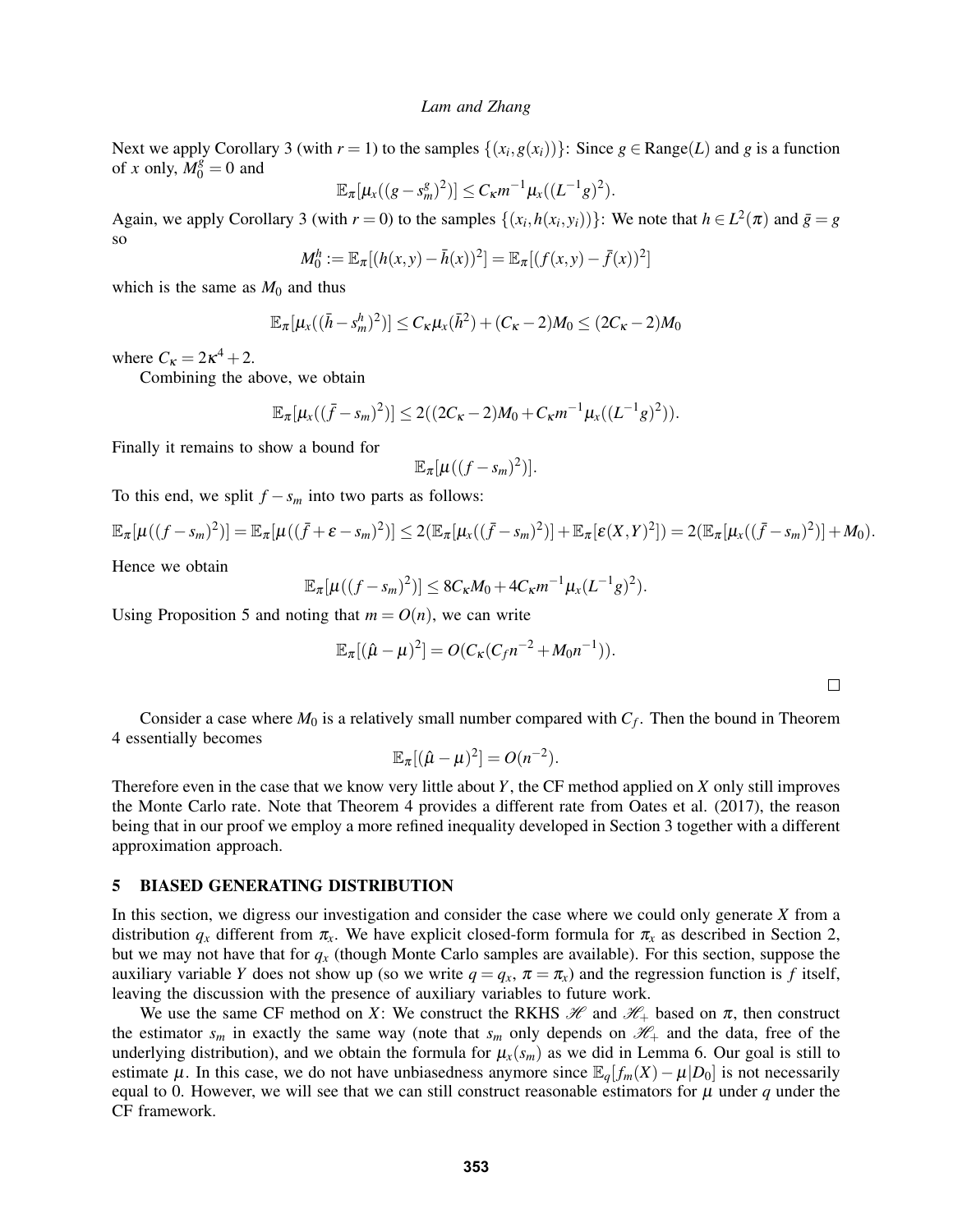Next we apply Corollary 3 (with $r = 1$) to the samples $\{(x_i, g(x_i))\}$: Since $g \in \text{Range}(L)$ and $g$ is a function of $x$ only, $M_0^g = 0$ and

$$\mathbb{E}_\pi[\mu_x((g - s_m^g)^2)] \leq C_\kappa m^{-1} \mu_x((L^{-1}g)^2).$$

Again, we apply Corollary 3 (with $r = 0$) to the samples $\{(x_i, h(x_i, y_i))\}$: We note that $h \in L^2(\pi)$ and $\bar{g} = g$ so

$$M_0^h := \mathbb{E}_\pi[(h(x,y) - \bar{h}(x))^2] = \mathbb{E}_\pi[(f(x,y) - \bar{f}(x))^2]$$

which is the same as $M_0$ and thus

$$\mathbb{E}_\pi[\mu_x((\bar{h} - s_m^h)^2)] \leq C_\kappa \mu_x(\bar{h}^2) + (C_\kappa - 2)M_0 \leq (2C_\kappa - 2)M_0$$

where $C_\kappa = 2\kappa^4 + 2$.

Combining the above, we obtain

$$\mathbb{E}_\pi[\mu_x((\bar{f} - s_m)^2)] \leq 2((2C_\kappa - 2)M_0 + C_\kappa m^{-1} \mu_x((L^{-1}g)^2)).$$

Finally it remains to show a bound for

$$\mathbb{E}_\pi[\mu((f - s_m)^2)].$$

To this end, we split $f - s_m$ into two parts as follows:

$$\mathbb{E}_\pi[\mu((f - s_m)^2)] = \mathbb{E}_\pi[\mu((\bar{f} + \varepsilon - s_m)^2)] \leq 2(\mathbb{E}_\pi[\mu_x((\bar{f} - s_m)^2)] + \mathbb{E}_\pi[\varepsilon(X,Y)^2]) = 2(\mathbb{E}_\pi[\mu_x((\bar{f} - s_m)^2)] + M_0).$$

Hence we obtain

$$\mathbb{E}_\pi[\mu((f - s_m)^2)] \leq 8C_\kappa M_0 + 4C_\kappa m^{-1} \mu_x(L^{-1}g)^2).$$

Using Proposition 5 and noting that $m = O(n)$, we can write

$$\mathbb{E}_\pi[(\hat{\mu} - \mu)^2] = O(C_\kappa(C_f n^{-2} + M_0 n^{-1})).$$

□

Consider a case where $M_0$ is a relatively small number compared with $C_f$. Then the bound in Theorem 4 essentially becomes

$$\mathbb{E}_\pi[(\hat{\mu} - \mu)^2] = O(n^{-2}).$$

Therefore even in the case that we know very little about $Y$, the CF method applied on $X$ only still improves the Monte Carlo rate. Note that Theorem 4 provides a different rate from Oates et al. (2017), the reason being that in our proof we employ a more refined inequality developed in Section 3 together with a different approximation approach.

## 5 BIASED GENERATING DISTRIBUTION

In this section, we digress our investigation and consider the case where we could only generate $X$ from a distribution $q_x$ different from $\pi_x$. We have explicit closed-form formula for $\pi_x$ as described in Section 2, but we may not have that for $q_x$ (though Monte Carlo samples are available). For this section, suppose the auxiliary variable $Y$ does not show up (so we write $q = q_x$, $\pi = \pi_x$) and the regression function is $f$ itself, leaving the discussion with the presence of auxiliary variables to future work.

We use the same CF method on $X$: We construct the RKHS $\mathscr{H}$ and $\mathscr{H}_+$ based on $\pi$, then construct the estimator $s_m$ in exactly the same way (note that $s_m$ only depends on $\mathscr{H}_+$ and the data, free of the underlying distribution), and we obtain the formula for $\mu_x(s_m)$ as we did in Lemma 6. Our goal is still to estimate $\mu$. In this case, we do not have unbiasedness anymore since $\mathbb{E}_q[f_m(X) - \mu | D_0]$ is not necessarily equal to 0. However, we will see that we can still construct reasonable estimators for $\mu$ under $q$ under the CF framework.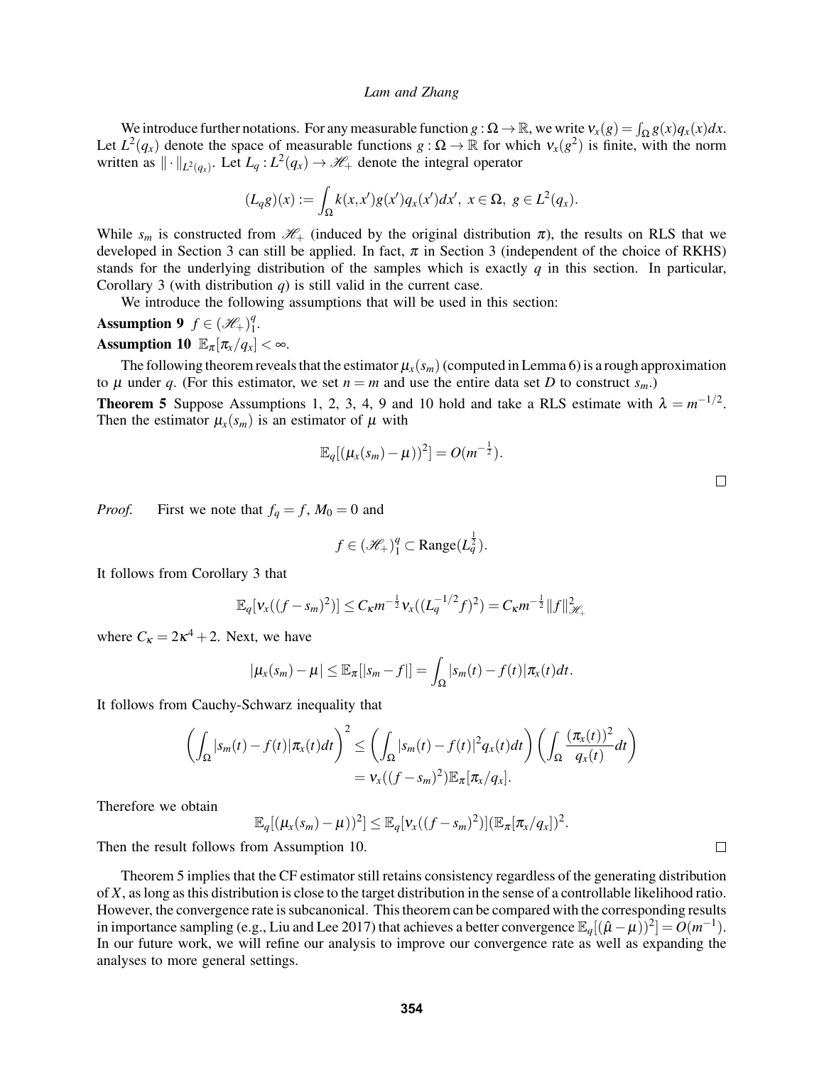We introduce further notations. For any measurable function $g : \Omega \to \mathbb{R}$, we write $\nu_x(g) = \int_\Omega g(x)q_x(x)dx$. Let $L^2(q_x)$ denote the space of measurable functions $g : \Omega \to \mathbb{R}$ for which $\nu_x(g^2)$ is finite, with the norm written as $\|\cdot\|_{L^2(q_x)}$. Let $L_q : L^2(q_x) \to \mathscr{H}_+$ denote the integral operator

$$(L_q g)(x) := \int_\Omega k(x,x')g(x')q_x(x')dx',\ x \in \Omega,\ g \in L^2(q_x).$$

While $s_m$ is constructed from $\mathscr{H}_+$ (induced by the original distribution $\pi$), the results on RLS that we developed in Section 3 can still be applied. In fact, $\pi$ in Section 3 (independent of the choice of RKHS) stands for the underlying distribution of the samples which is exactly $q$ in this section. In particular, Corollary 3 (with distribution $q$) is still valid in the current case.

We introduce the following assumptions that will be used in this section:

**Assumption 9** $f \in (\mathscr{H}_+)_1^q$.

**Assumption 10** $\mathbb{E}_\pi[\pi_x/q_x] < \infty$.

The following theorem reveals that the estimator $\mu_x(s_m)$ (computed in Lemma 6) is a rough approximation to $\mu$ under $q$. (For this estimator, we set $n = m$ and use the entire data set $D$ to construct $s_m$.)

**Theorem 5** Suppose Assumptions 1, 2, 3, 4, 9 and 10 hold and take a RLS estimate with $\lambda = m^{-1/2}$. Then the estimator $\mu_x(s_m)$ is an estimator of $\mu$ with

$$\mathbb{E}_q[(\mu_x(s_m) - \mu))^2] = O(m^{-\frac{1}{2}}).$$

□

*Proof.* First we note that $f_q = f$, $M_0 = 0$ and

$$f \in (\mathscr{H}_+)_1^q \subset \text{Range}(L_q^{\frac{1}{2}}).$$

It follows from Corollary 3 that

$$\mathbb{E}_q[\nu_x((f - s_m)^2)] \le C_\kappa m^{-\frac{1}{2}} \nu_x((L_q^{-1/2} f)^2) = C_\kappa m^{-\frac{1}{2}} \|f\|^2_{\mathscr{H}_+}$$

where $C_\kappa = 2\kappa^4 + 2$. Next, we have

$$|\mu_x(s_m) - \mu| \le \mathbb{E}_\pi[|s_m - f|] = \int_\Omega |s_m(t) - f(t)|\pi_x(t)dt.$$

It follows from Cauchy-Schwarz inequality that

$$\begin{aligned}\left(\int_\Omega |s_m(t) - f(t)|\pi_x(t)dt\right)^2 &\le \left(\int_\Omega |s_m(t) - f(t)|^2 q_x(t)dt\right)\left(\int_\Omega \frac{(\pi_x(t))^2}{q_x(t)}dt\right) \\ &= \nu_x((f - s_m)^2)\mathbb{E}_\pi[\pi_x/q_x].\end{aligned}$$

Therefore we obtain

$$\mathbb{E}_q[(\mu_x(s_m) - \mu))^2] \le \mathbb{E}_q[\nu_x((f - s_m)^2)](\mathbb{E}_\pi[\pi_x/q_x])^2.$$

Then the result follows from Assumption 10. □

Theorem 5 implies that the CF estimator still retains consistency regardless of the generating distribution of $X$, as long as this distribution is close to the target distribution in the sense of a controllable likelihood ratio. However, the convergence rate is subcanonical. This theorem can be compared with the corresponding results in importance sampling (e.g., Liu and Lee 2017) that achieves a better convergence $\mathbb{E}_q[(\hat{\mu} - \mu))^2] = O(m^{-1})$. In our future work, we will refine our analysis to improve our convergence rate as well as expanding the analyses to more general settings.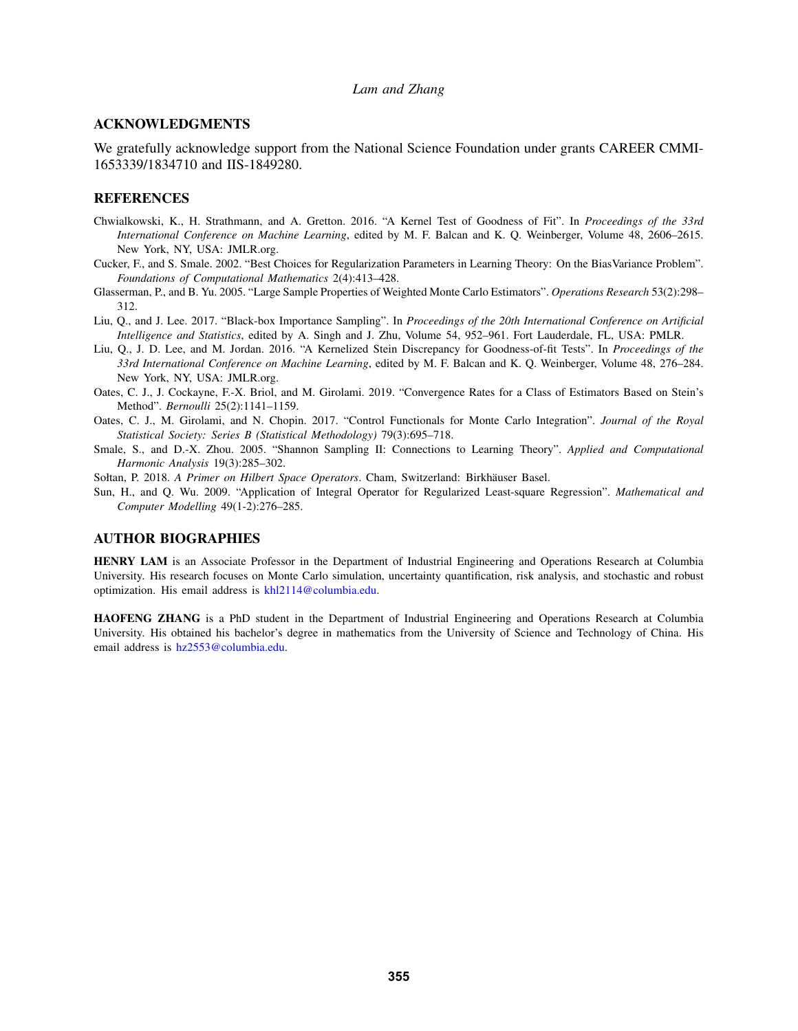## ACKNOWLEDGMENTS

We gratefully acknowledge support from the National Science Foundation under grants CAREER CMMI-1653339/1834710 and IIS-1849280.

## REFERENCES

Chwialkowski, K., H. Strathmann, and A. Gretton. 2016. "A Kernel Test of Goodness of Fit". In *Proceedings of the 33rd International Conference on Machine Learning*, edited by M. F. Balcan and K. Q. Weinberger, Volume 48, 2606–2615. New York, NY, USA: JMLR.org.

Cucker, F., and S. Smale. 2002. "Best Choices for Regularization Parameters in Learning Theory: On the BiasVariance Problem". *Foundations of Computational Mathematics* 2(4):413–428.

Glasserman, P., and B. Yu. 2005. "Large Sample Properties of Weighted Monte Carlo Estimators". *Operations Research* 53(2):298–312.

Liu, Q., and J. Lee. 2017. "Black-box Importance Sampling". In *Proceedings of the 20th International Conference on Artificial Intelligence and Statistics*, edited by A. Singh and J. Zhu, Volume 54, 952–961. Fort Lauderdale, FL, USA: PMLR.

Liu, Q., J. D. Lee, and M. Jordan. 2016. "A Kernelized Stein Discrepancy for Goodness-of-fit Tests". In *Proceedings of the 33rd International Conference on Machine Learning*, edited by M. F. Balcan and K. Q. Weinberger, Volume 48, 276–284. New York, NY, USA: JMLR.org.

Oates, C. J., J. Cockayne, F.-X. Briol, and M. Girolami. 2019. "Convergence Rates for a Class of Estimators Based on Stein's Method". *Bernoulli* 25(2):1141–1159.

Oates, C. J., M. Girolami, and N. Chopin. 2017. "Control Functionals for Monte Carlo Integration". *Journal of the Royal Statistical Society: Series B (Statistical Methodology)* 79(3):695–718.

Smale, S., and D.-X. Zhou. 2005. "Shannon Sampling II: Connections to Learning Theory". *Applied and Computational Harmonic Analysis* 19(3):285–302.

Sołtan, P. 2018. *A Primer on Hilbert Space Operators*. Cham, Switzerland: Birkhäuser Basel.

Sun, H., and Q. Wu. 2009. "Application of Integral Operator for Regularized Least-square Regression". *Mathematical and Computer Modelling* 49(1-2):276–285.

## AUTHOR BIOGRAPHIES

**HENRY LAM** is an Associate Professor in the Department of Industrial Engineering and Operations Research at Columbia University. His research focuses on Monte Carlo simulation, uncertainty quantification, risk analysis, and stochastic and robust optimization. His email address is khl2114@columbia.edu.

**HAOFENG ZHANG** is a PhD student in the Department of Industrial Engineering and Operations Research at Columbia University. His obtained his bachelor's degree in mathematics from the University of Science and Technology of China. His email address is hz2553@columbia.edu.